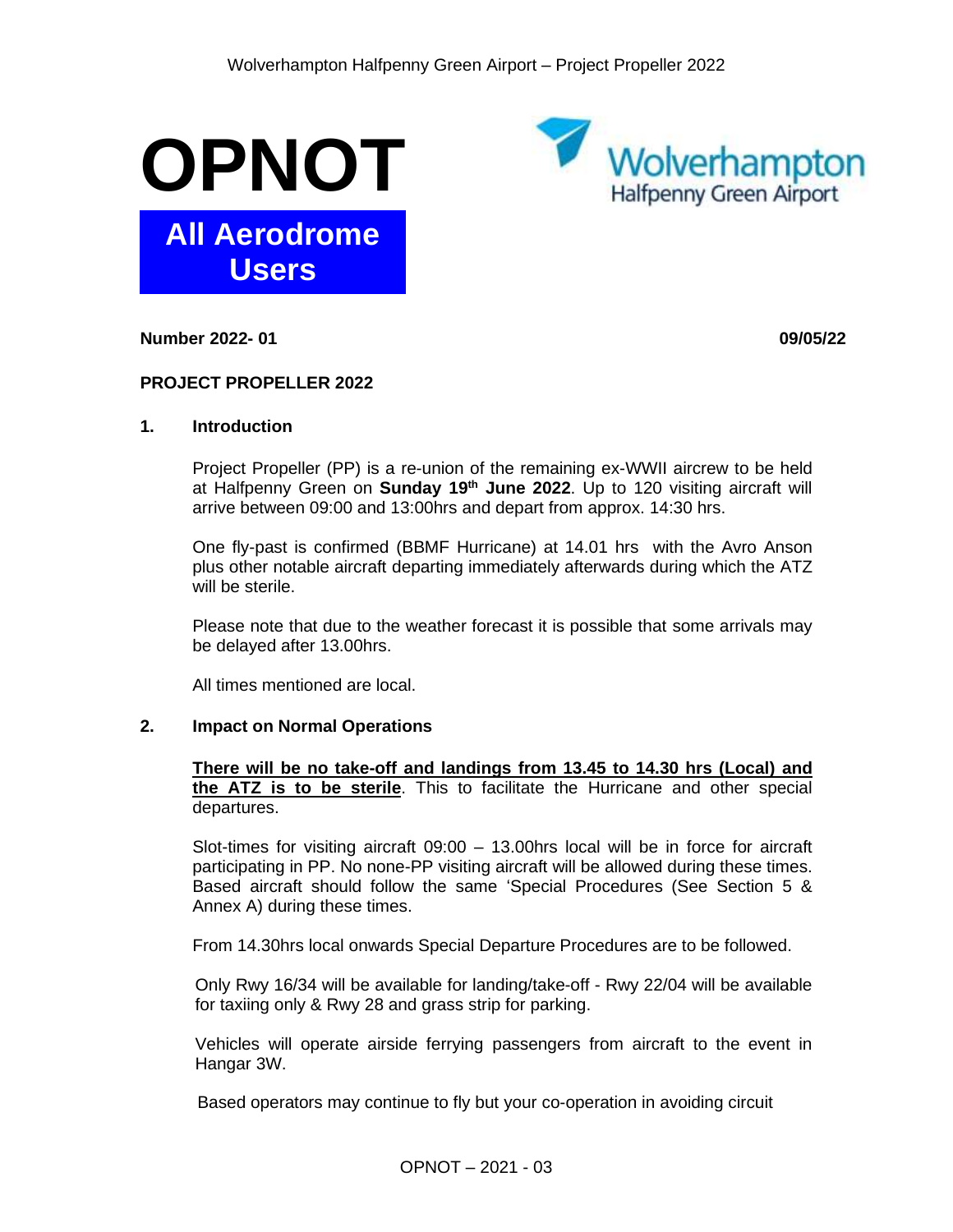# OPNOT

**All Aerodrome Users**

Wolverhampton Halfpenny Green Airport

**Number 2022- 01** **09/05/22**

**PROJECT PROPELLER 2022**

## 1. Introduction

Project Propeller (PP) is a re-union of the remaining ex-WWII aircrew to be held at Halfpenny Green on **Sunday 19th June 2022**. Up to 120 visiting aircraft will arrive between 09:00 and 13:00hrs and depart from approx. 14:30 hrs.

One fly-past is confirmed (BBMF Hurricane) at 14.01 hrs with the Avro Anson plus other notable aircraft departing immediately afterwards during which the ATZ will be sterile.

Please note that due to the weather forecast it is possible that some arrivals may be delayed after 13.00hrs.

All times mentioned are local.

## 2. Impact on Normal Operations

**There will be no take-off and landings from 13.45 to 14.30 hrs (Local) and the ATZ is to be sterile**. This to facilitate the Hurricane and other special departures.

Slot-times for visiting aircraft 09:00 – 13.00hrs local will be in force for aircraft participating in PP. No none-PP visiting aircraft will be allowed during these times. Based aircraft should follow the same 'Special Procedures (See Section 5 & Annex A) during these times.

From 14.30hrs local onwards Special Departure Procedures are to be followed.

Only Rwy 16/34 will be available for landing/take-off - Rwy 22/04 will be available for taxiing only & Rwy 28 and grass strip for parking.

Vehicles will operate airside ferrying passengers from aircraft to the event in Hangar 3W.

Based operators may continue to fly but your co-operation in avoiding circuit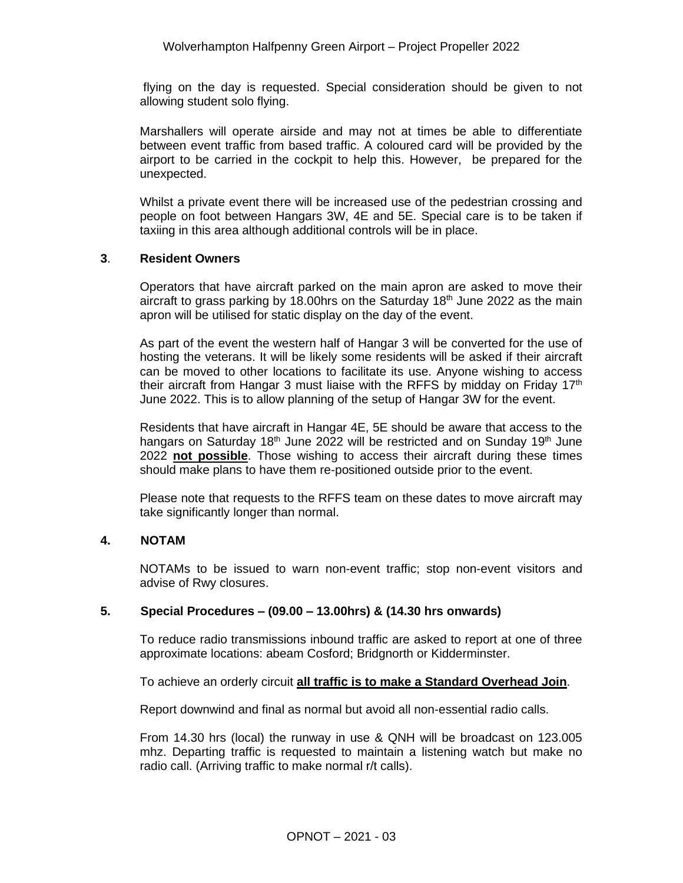flying on the day is requested. Special consideration should be given to not allowing student solo flying.

Marshallers will operate airside and may not at times be able to differentiate between event traffic from based traffic. A coloured card will be provided by the airport to be carried in the cockpit to help this. However, be prepared for the unexpected.

Whilst a private event there will be increased use of the pedestrian crossing and people on foot between Hangars 3W, 4E and 5E. Special care is to be taken if taxiing in this area although additional controls will be in place.

## 3. Resident Owners

Operators that have aircraft parked on the main apron are asked to move their aircraft to grass parking by 18.00hrs on the Saturday 18th June 2022 as the main apron will be utilised for static display on the day of the event.

As part of the event the western half of Hangar 3 will be converted for the use of hosting the veterans. It will be likely some residents will be asked if their aircraft can be moved to other locations to facilitate its use. Anyone wishing to access their aircraft from Hangar 3 must liaise with the RFFS by midday on Friday 17th June 2022. This is to allow planning of the setup of Hangar 3W for the event.

Residents that have aircraft in Hangar 4E, 5E should be aware that access to the hangars on Saturday 18th June 2022 will be restricted and on Sunday 19th June 2022 **not possible**. Those wishing to access their aircraft during these times should make plans to have them re-positioned outside prior to the event.

Please note that requests to the RFFS team on these dates to move aircraft may take significantly longer than normal.

## 4. NOTAM

NOTAMs to be issued to warn non-event traffic; stop non-event visitors and advise of Rwy closures.

## 5. Special Procedures – (09.00 – 13.00hrs) & (14.30 hrs onwards)

To reduce radio transmissions inbound traffic are asked to report at one of three approximate locations: abeam Cosford; Bridgnorth or Kidderminster.

To achieve an orderly circuit **all traffic is to make a Standard Overhead Join**.

Report downwind and final as normal but avoid all non-essential radio calls.

From 14.30 hrs (local) the runway in use & QNH will be broadcast on 123.005 mhz. Departing traffic is requested to maintain a listening watch but make no radio call. (Arriving traffic to make normal r/t calls).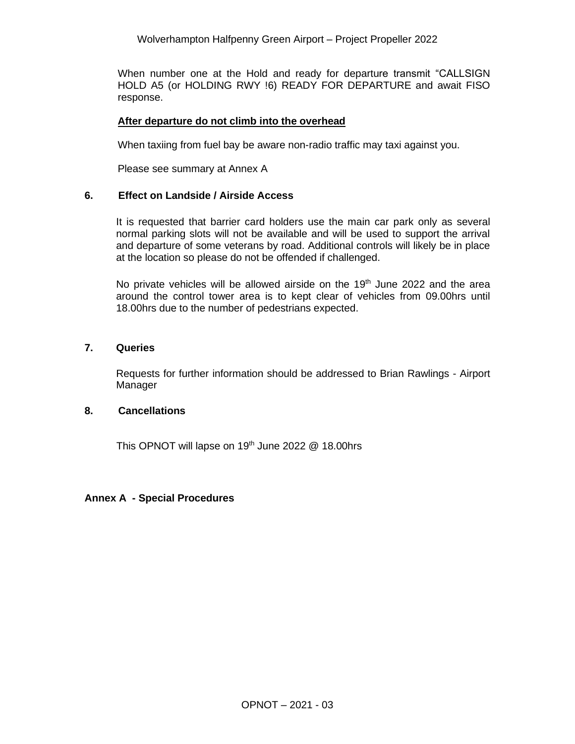When number one at the Hold and ready for departure transmit "CALLSIGN HOLD A5 (or HOLDING RWY !6) READY FOR DEPARTURE and await FISO response.

**After departure do not climb into the overhead**

When taxiing from fuel bay be aware non-radio traffic may taxi against you.

Please see summary at Annex A

## 6. Effect on Landside / Airside Access

It is requested that barrier card holders use the main car park only as several normal parking slots will not be available and will be used to support the arrival and departure of some veterans by road. Additional controls will likely be in place at the location so please do not be offended if challenged.

No private vehicles will be allowed airside on the 19th June 2022 and the area around the control tower area is to kept clear of vehicles from 09.00hrs until 18.00hrs due to the number of pedestrians expected.

## 7. Queries

Requests for further information should be addressed to Brian Rawlings - Airport Manager

## 8. Cancellations

This OPNOT will lapse on 19th June 2022 @ 18.00hrs

## Annex A - Special Procedures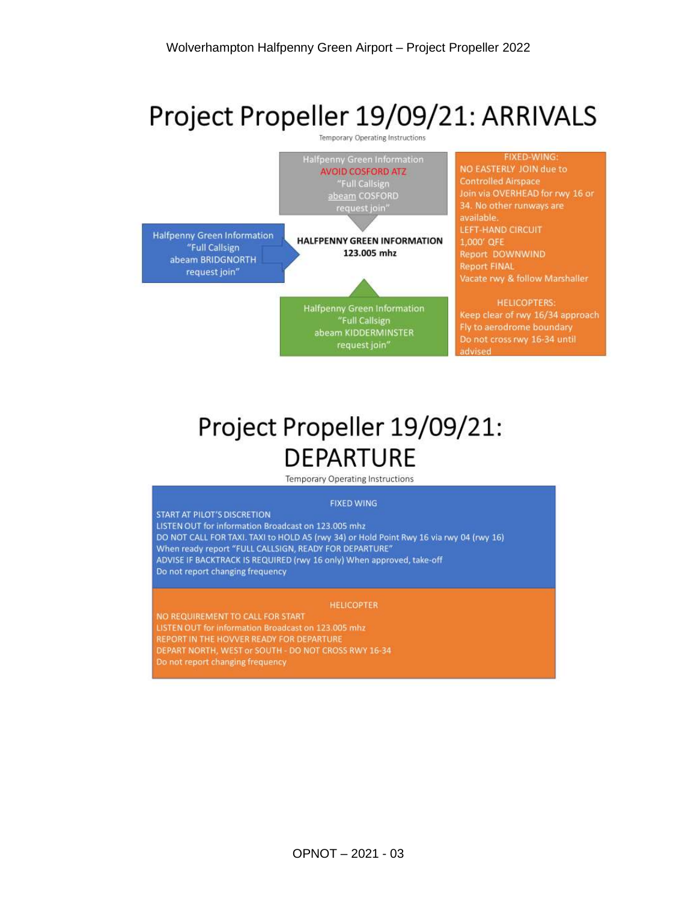# Project Propeller 19/09/21: ARRIVALS

Temporary Operating Instructions

Halfpenny Green Information
AVOID COSFORD ATZ
"Full Callsign
abeam COSFORD
request join"

Halfpenny Green Information
"Full Callsign
abeam BRIDGNORTH
request join"

**HALFPENNY GREEN INFORMATION**
**123.005 mhz**

Halfpenny Green Information
"Full Callsign
abeam KIDDERMINSTER
request join"

FIXED-WING:
NO EASTERLY JOIN due to Controlled Airspace
Join via OVERHEAD for rwy 16 or 34. No other runways are available.
LEFT-HAND CIRCUIT
1,000' QFE
Report DOWNWIND
Report FINAL
Vacate rwy & follow Marshaller

HELICOPTERS:
Keep clear of rwy 16/34 approach
Fly to aerodrome boundary
Do not cross rwy 16-34 until advised

# Project Propeller 19/09/21: DEPARTURE

Temporary Operating Instructions

FIXED WING

START AT PILOT'S DISCRETION
LISTEN OUT for information Broadcast on 123.005 mhz
DO NOT CALL FOR TAXI. TAXI to HOLD A5 (rwy 34) or Hold Point Rwy 16 via rwy 04 (rwy 16)
When ready report "FULL CALLSIGN, READY FOR DEPARTURE"
ADVISE IF BACKTRACK IS REQUIRED (rwy 16 only) When approved, take-off
Do not report changing frequency

HELICOPTER

NO REQUIREMENT TO CALL FOR START
LISTEN OUT for information Broadcast on 123.005 mhz
REPORT IN THE HOVVER READY FOR DEPARTURE
DEPART NORTH, WEST or SOUTH - DO NOT CROSS RWY 16-34
Do not report changing frequency

OPNOT – 2021 - 03